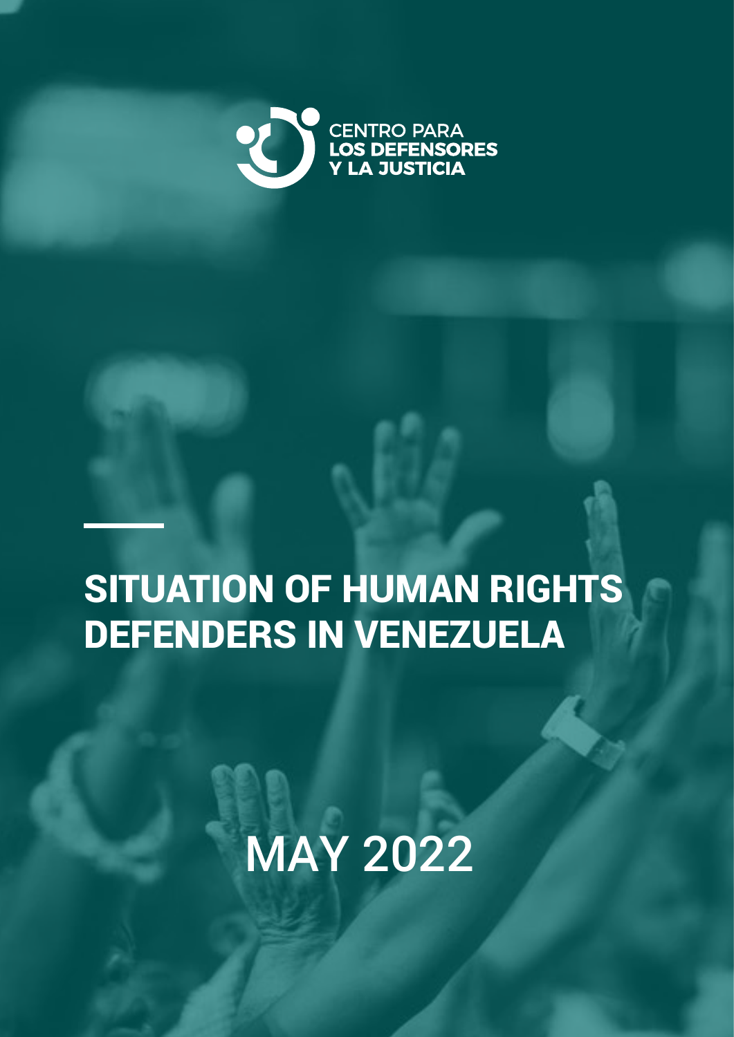CENTRO PARA
LOS DEFENSORES
Y LA JUSTICIA

# SITUATION OF HUMAN RIGHTS DEFENDERS IN VENEZUELA

MAY 2022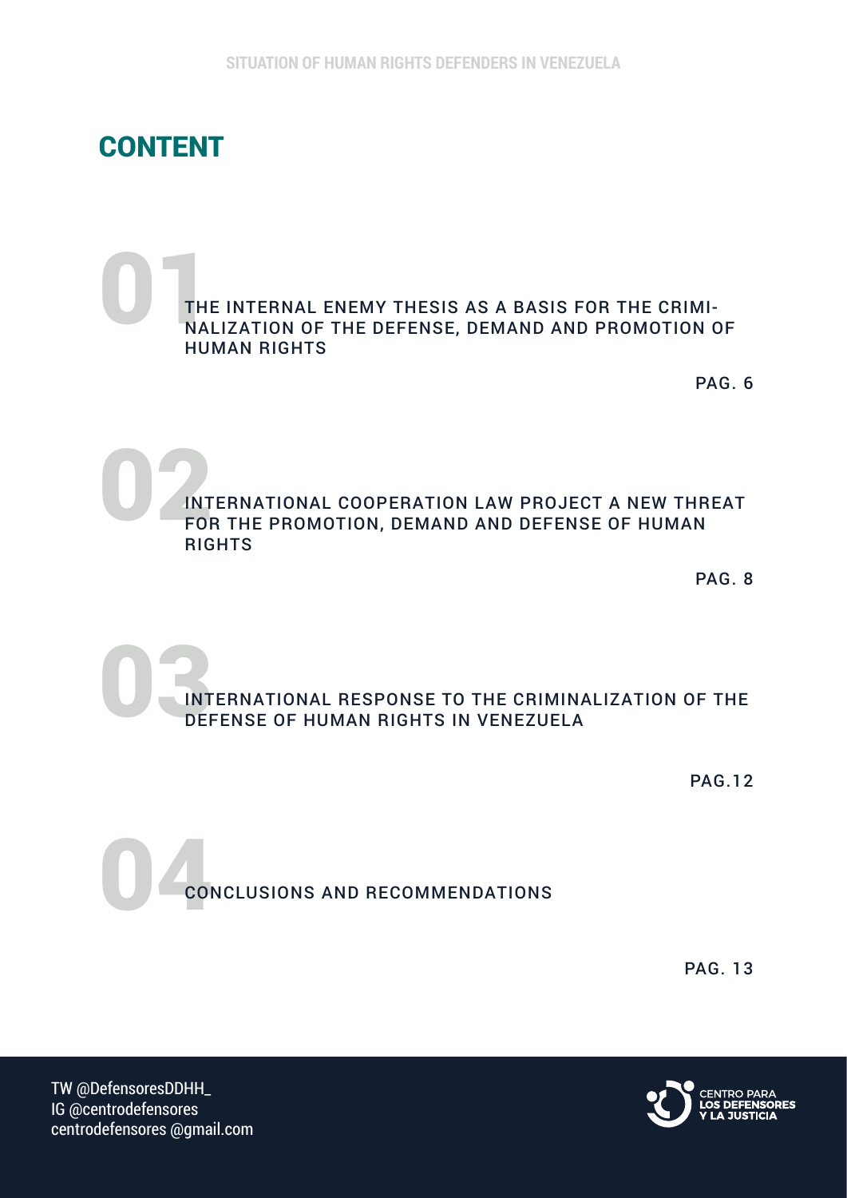# CONTENT

**01** THE INTERNAL ENEMY THESIS AS A BASIS FOR THE CRIMINALIZATION OF THE DEFENSE, DEMAND AND PROMOTION OF HUMAN RIGHTS

PAG. 6

**02** INTERNATIONAL COOPERATION LAW PROJECT A NEW THREAT FOR THE PROMOTION, DEMAND AND DEFENSE OF HUMAN RIGHTS

PAG. 8

**03** INTERNATIONAL RESPONSE TO THE CRIMINALIZATION OF THE DEFENSE OF HUMAN RIGHTS IN VENEZUELA

PAG.12

**04** CONCLUSIONS AND RECOMMENDATIONS

PAG. 13

TW @DefensoresDDHH_
IG @centrodefensores
centrodefensores @gmail.com

CENTRO PARA LOS DEFENSORES Y LA JUSTICIA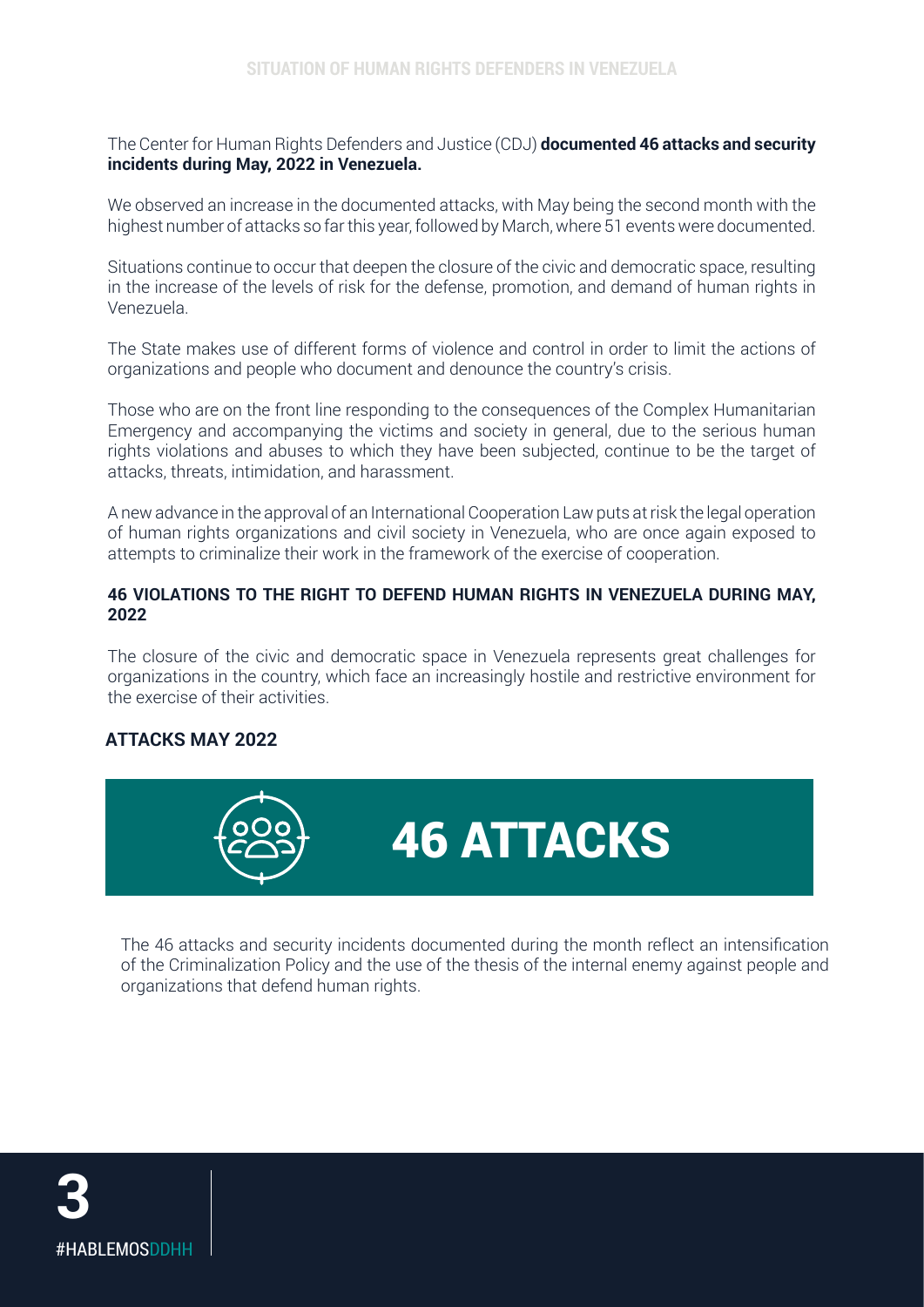The Center for Human Rights Defenders and Justice (CDJ) **documented 46 attacks and security incidents during May, 2022 in Venezuela.**

We observed an increase in the documented attacks, with May being the second month with the highest number of attacks so far this year, followed by March, where 51 events were documented.

Situations continue to occur that deepen the closure of the civic and democratic space, resulting in the increase of the levels of risk for the defense, promotion, and demand of human rights in Venezuela.

The State makes use of different forms of violence and control in order to limit the actions of organizations and people who document and denounce the country's crisis.

Those who are on the front line responding to the consequences of the Complex Humanitarian Emergency and accompanying the victims and society in general, due to the serious human rights violations and abuses to which they have been subjected, continue to be the target of attacks, threats, intimidation, and harassment.

A new advance in the approval of an International Cooperation Law puts at risk the legal operation of human rights organizations and civil society in Venezuela, who are once again exposed to attempts to criminalize their work in the framework of the exercise of cooperation.

### 46 VIOLATIONS TO THE RIGHT TO DEFEND HUMAN RIGHTS IN VENEZUELA DURING MAY, 2022

The closure of the civic and democratic space in Venezuela represents great challenges for organizations in the country, which face an increasingly hostile and restrictive environment for the exercise of their activities.

### ATTACKS MAY 2022

**46 ATTACKS**

The 46 attacks and security incidents documented during the month reflect an intensification of the Criminalization Policy and the use of the thesis of the internal enemy against people and organizations that defend human rights.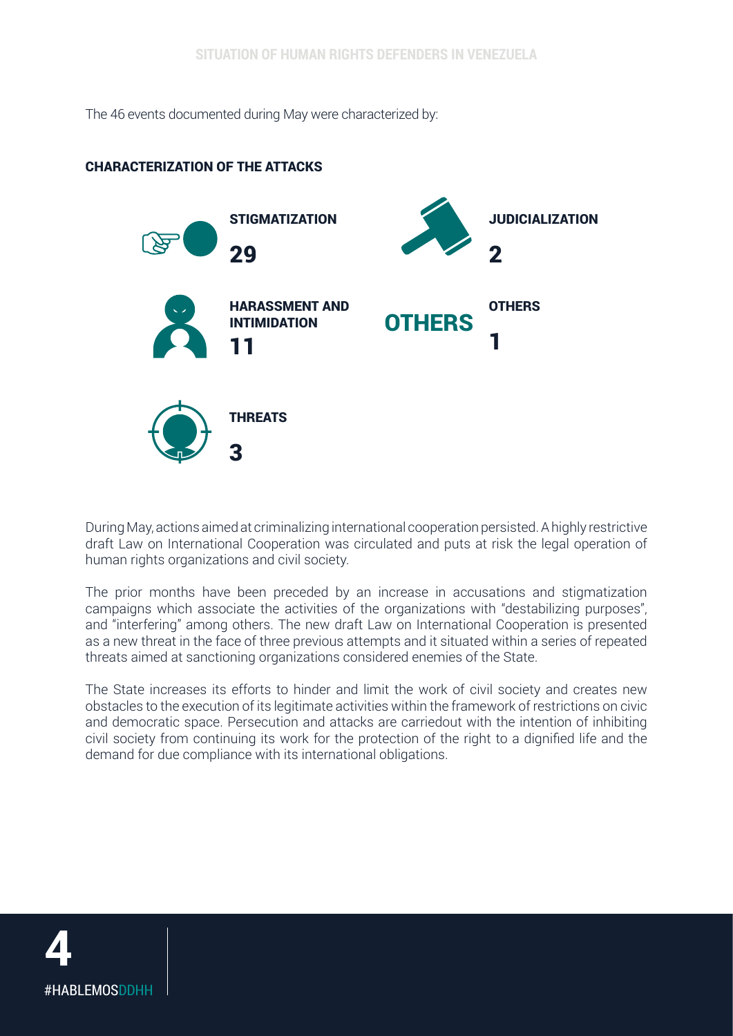The 46 events documented during May were characterized by:

## CHARACTERIZATION OF THE ATTACKS

**STIGMATIZATION**
**29**

**JUDICIALIZATION**
**2**

**HARASSMENT AND INTIMIDATION**
**11**

**OTHERS**

**OTHERS**
**1**

**THREATS**
**3**

During May, actions aimed at criminalizing international cooperation persisted. A highly restrictive draft Law on International Cooperation was circulated and puts at risk the legal operation of human rights organizations and civil society.

The prior months have been preceded by an increase in accusations and stigmatization campaigns which associate the activities of the organizations with "destabilizing purposes", and "interfering" among others. The new draft Law on International Cooperation is presented as a new threat in the face of three previous attempts and it situated within a series of repeated threats aimed at sanctioning organizations considered enemies of the State.

The State increases its efforts to hinder and limit the work of civil society and creates new obstacles to the execution of its legitimate activities within the framework of restrictions on civic and democratic space. Persecution and attacks are carriedout with the intention of inhibiting civil society from continuing its work for the protection of the right to a dignified life and the demand for due compliance with its international obligations.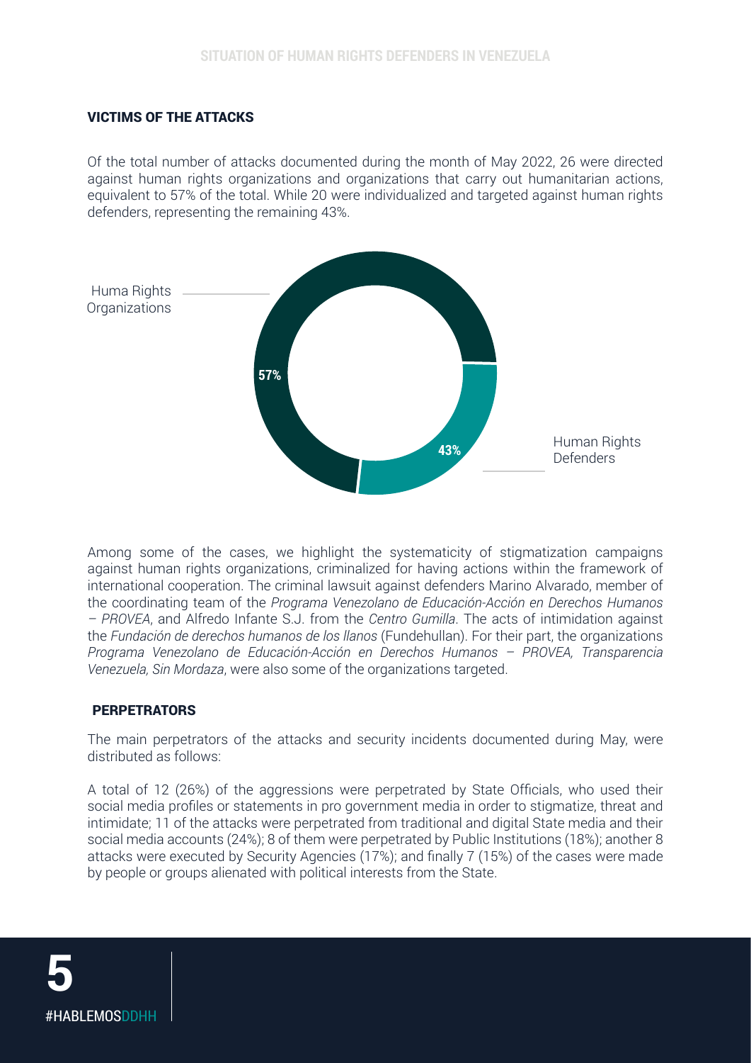### VICTIMS OF THE ATTACKS

Of the total number of attacks documented during the month of May 2022, 26 were directed against human rights organizations and organizations that carry out humanitarian actions, equivalent to 57% of the total. While 20 were individualized and targeted against human rights defenders, representing the remaining 43%.

Huma Rights Organizations 57%

Human Rights Defenders 43%

Among some of the cases, we highlight the systematicity of stigmatization campaigns against human rights organizations, criminalized for having actions within the framework of international cooperation. The criminal lawsuit against defenders Marino Alvarado, member of the coordinating team of the *Programa Venezolano de Educación-Acción en Derechos Humanos – PROVEA*, and Alfredo Infante S.J. from the *Centro Gumilla*. The acts of intimidation against the *Fundación de derechos humanos de los llanos* (Fundehullan). For their part, the organizations *Programa Venezolano de Educación-Acción en Derechos Humanos – PROVEA, Transparencia Venezuela, Sin Mordaza*, were also some of the organizations targeted.

### PERPETRATORS

The main perpetrators of the attacks and security incidents documented during May, were distributed as follows:

A total of 12 (26%) of the aggressions were perpetrated by State Officials, who used their social media profiles or statements in pro government media in order to stigmatize, threat and intimidate; 11 of the attacks were perpetrated from traditional and digital State media and their social media accounts (24%); 8 of them were perpetrated by Public Institutions (18%); another 8 attacks were executed by Security Agencies (17%); and finally 7 (15%) of the cases were made by people or groups alienated with political interests from the State.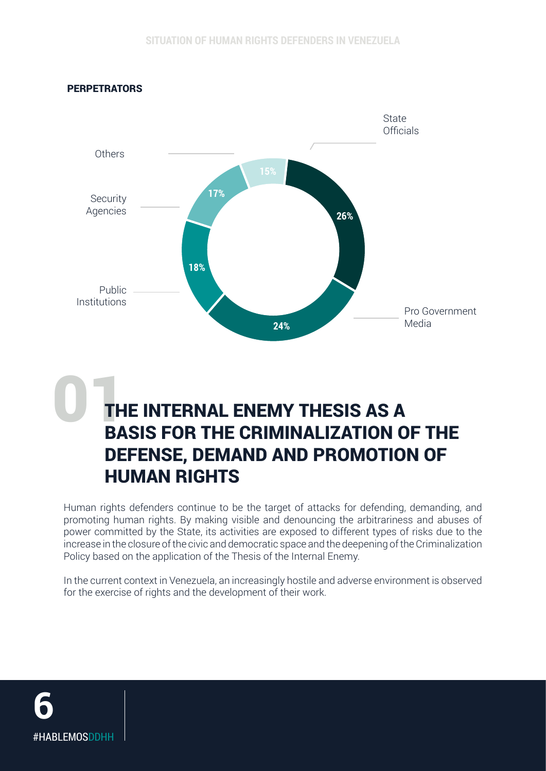**PERPETRATORS**

| Perpetrator | Percentage |
|---|---|
| State Officials | 26% |
| Pro Government Media | 24% |
| Public Institutions | 18% |
| Security Agencies | 17% |
| Others | 15% |

# 01 THE INTERNAL ENEMY THESIS AS A BASIS FOR THE CRIMINALIZATION OF THE DEFENSE, DEMAND AND PROMOTION OF HUMAN RIGHTS

Human rights defenders continue to be the target of attacks for defending, demanding, and promoting human rights. By making visible and denouncing the arbitrariness and abuses of power committed by the State, its activities are exposed to different types of risks due to the increase in the closure of the civic and democratic space and the deepening of the Criminalization Policy based on the application of the Thesis of the Internal Enemy.

In the current context in Venezuela, an increasingly hostile and adverse environment is observed for the exercise of rights and the development of their work.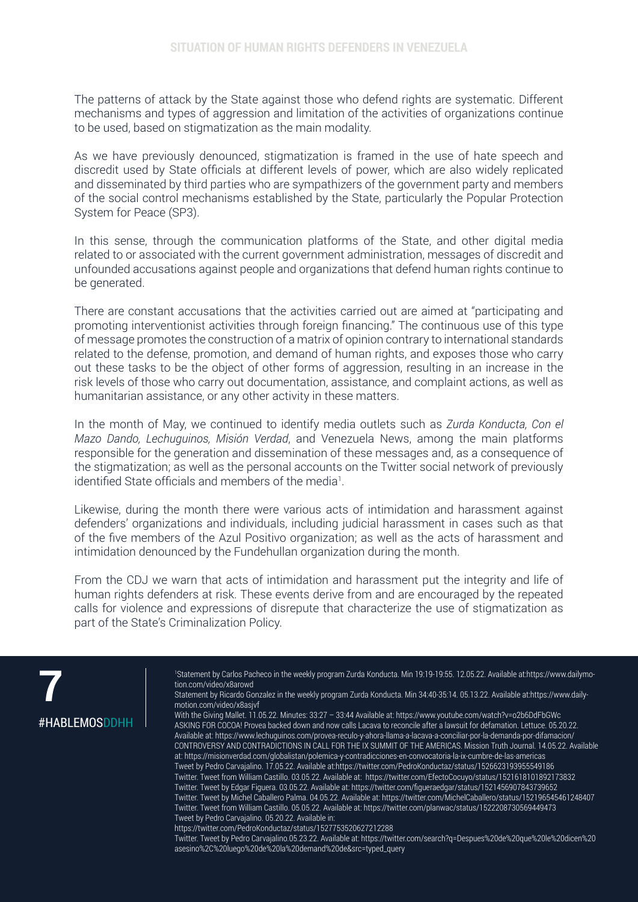The patterns of attack by the State against those who defend rights are systematic. Different mechanisms and types of aggression and limitation of the activities of organizations continue to be used, based on stigmatization as the main modality.

As we have previously denounced, stigmatization is framed in the use of hate speech and discredit used by State officials at different levels of power, which are also widely replicated and disseminated by third parties who are sympathizers of the government party and members of the social control mechanisms established by the State, particularly the Popular Protection System for Peace (SP3).

In this sense, through the communication platforms of the State, and other digital media related to or associated with the current government administration, messages of discredit and unfounded accusations against people and organizations that defend human rights continue to be generated.

There are constant accusations that the activities carried out are aimed at "participating and promoting interventionist activities through foreign financing." The continuous use of this type of message promotes the construction of a matrix of opinion contrary to international standards related to the defense, promotion, and demand of human rights, and exposes those who carry out these tasks to be the object of other forms of aggression, resulting in an increase in the risk levels of those who carry out documentation, assistance, and complaint actions, as well as humanitarian assistance, or any other activity in these matters.

In the month of May, we continued to identify media outlets such as *Zurda Konducta, Con el Mazo Dando, Lechuguinos, Misión Verdad*, and Venezuela News, among the main platforms responsible for the generation and dissemination of these messages and, as a consequence of the stigmatization; as well as the personal accounts on the Twitter social network of previously identified State officials and members of the media[1].

Likewise, during the month there were various acts of intimidation and harassment against defenders' organizations and individuals, including judicial harassment in cases such as that of the five members of the Azul Positivo organization; as well as the acts of harassment and intimidation denounced by the Fundehullan organization during the month.

From the CDJ we warn that acts of intimidation and harassment put the integrity and life of human rights defenders at risk. These events derive from and are encouraged by the repeated calls for violence and expressions of disrepute that characterize the use of stigmatization as part of the State's Criminalization Policy.

[1]Statement by Carlos Pacheco in the weekly program Zurda Konducta. Min 19:19-19:55. 12.05.22. Available at:https://www.dailymotion.com/video/x8arowd
Statement by Ricardo Gonzalez in the weekly program Zurda Konducta. Min 34:40-35:14. 05.13.22. Available at:https://www.dailymotion.com/video/x8asjvf
With the Giving Mallet. 11.05.22. Minutes: 33:27 – 33:44 Available at: https://www.youtube.com/watch?v=o2b6DdFbGWc
ASKING FOR COCOA! Provea backed down and now calls Lacava to reconcile after a lawsuit for defamation. Lettuce. 05.20.22. Available at: https://www.lechuguinos.com/provea-reculo-y-ahora-llama-a-lacava-a-conciliar-por-la-demanda-por-difamacion/
CONTROVERSY AND CONTRADICTIONS IN CALL FOR THE IX SUMMIT OF THE AMERICAS. Mission Truth Journal. 14.05.22. Available at: https://misionverdad.com/globalistan/polemica-y-contradicciones-en-convocatoria-la-ix-cumbre-de-las-americas
Tweet by Pedro Carvajalino. 17.05.22. Available at:https://twitter.com/PedroKonductaz/status/1526623193955549186
Twitter. Tweet from William Castillo. 03.05.22. Available at: https://twitter.com/EfectoCocuyo/status/1521618101892173832
Twitter. Tweet by Edgar Figuera. 03.05.22. Available at: https://twitter.com/figueraedgar/status/1521456907843739652
Twitter. Tweet by Michel Caballero Palma. 04.05.22. Available at: https://twitter.com/MichelCaballero/status/152196545461248407
Twitter. Tweet from William Castillo. 05.05.22. Available at: https://twitter.com/planwac/status/1522208730569449473
Tweet by Pedro Carvajalino. 05.20.22. Available in:
https://twitter.com/PedroKonductaz/status/1527753520627212288
Twitter. Tweet by Pedro Carvajalino.05.23.22. Available at: https://twitter.com/search?q=Despues%20de%20que%20le%20dicen%20asesino%2C%20luego%20de%20la%20demand%20de&src=typed_query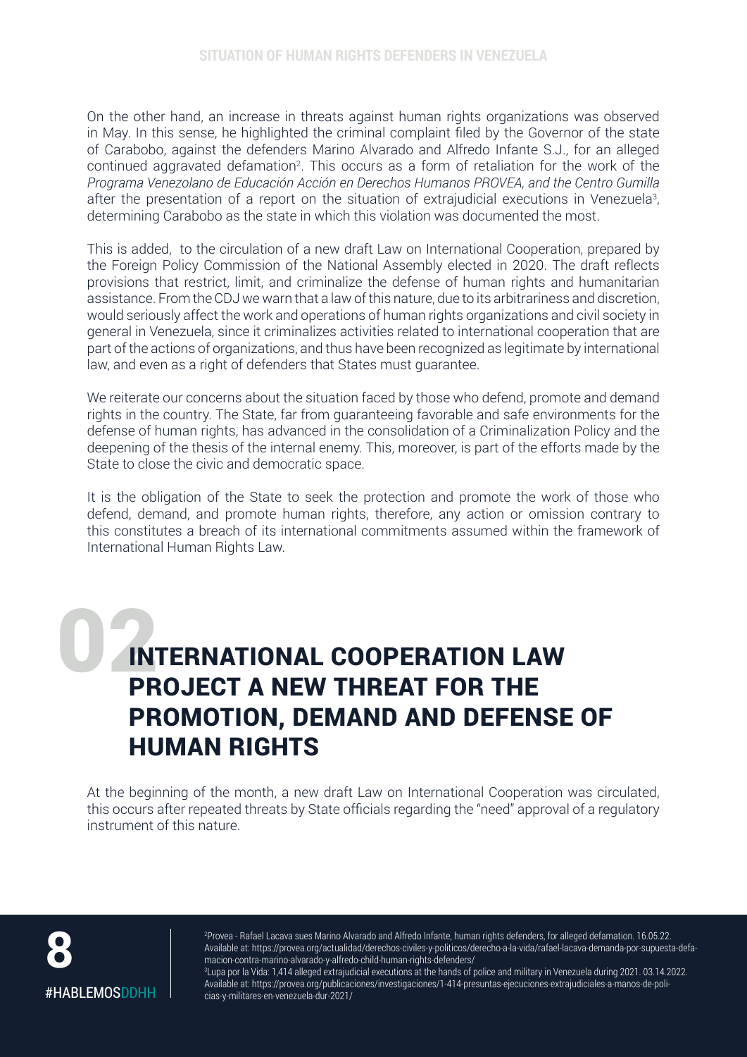On the other hand, an increase in threats against human rights organizations was observed in May. In this sense, he highlighted the criminal complaint filed by the Governor of the state of Carabobo, against the defenders Marino Alvarado and Alfredo Infante S.J., for an alleged continued aggravated defamation[2]. This occurs as a form of retaliation for the work of the *Programa Venezolano de Educación Acción en Derechos Humanos PROVEA, and the Centro Gumilla* after the presentation of a report on the situation of extrajudicial executions in Venezuela[3], determining Carabobo as the state in which this violation was documented the most.

This is added, to the circulation of a new draft Law on International Cooperation, prepared by the Foreign Policy Commission of the National Assembly elected in 2020. The draft reflects provisions that restrict, limit, and criminalize the defense of human rights and humanitarian assistance. From the CDJ we warn that a law of this nature, due to its arbitrariness and discretion, would seriously affect the work and operations of human rights organizations and civil society in general in Venezuela, since it criminalizes activities related to international cooperation that are part of the actions of organizations, and thus have been recognized as legitimate by international law, and even as a right of defenders that States must guarantee.

We reiterate our concerns about the situation faced by those who defend, promote and demand rights in the country. The State, far from guaranteeing favorable and safe environments for the defense of human rights, has advanced in the consolidation of a Criminalization Policy and the deepening of the thesis of the internal enemy. This, moreover, is part of the efforts made by the State to close the civic and democratic space.

It is the obligation of the State to seek the protection and promote the work of those who defend, demand, and promote human rights, therefore, any action or omission contrary to this constitutes a breach of its international commitments assumed within the framework of International Human Rights Law.

# 02 INTERNATIONAL COOPERATION LAW PROJECT A NEW THREAT FOR THE PROMOTION, DEMAND AND DEFENSE OF HUMAN RIGHTS

At the beginning of the month, a new draft Law on International Cooperation was circulated, this occurs after repeated threats by State officials regarding the "need" approval of a regulatory instrument of this nature.

[2] Provea - Rafael Lacava sues Marino Alvarado and Alfredo Infante, human rights defenders, for alleged defamation. 16.05.22. Available at: https://provea.org/actualidad/derechos-civiles-y-politicos/derecho-a-la-vida/rafael-lacava-demanda-por-supuesta-defamacion-contra-marino-alvarado-y-alfredo-child-human-rights-defenders/

[3] Lupa por la Vida: 1,414 alleged extrajudicial executions at the hands of police and military in Venezuela during 2021. 03.14.2022. Available at: https://provea.org/publicaciones/investigaciones/1-414-presuntas-ejecuciones-extrajudiciales-a-manos-de-policias-y-militares-en-venezuela-dur-2021/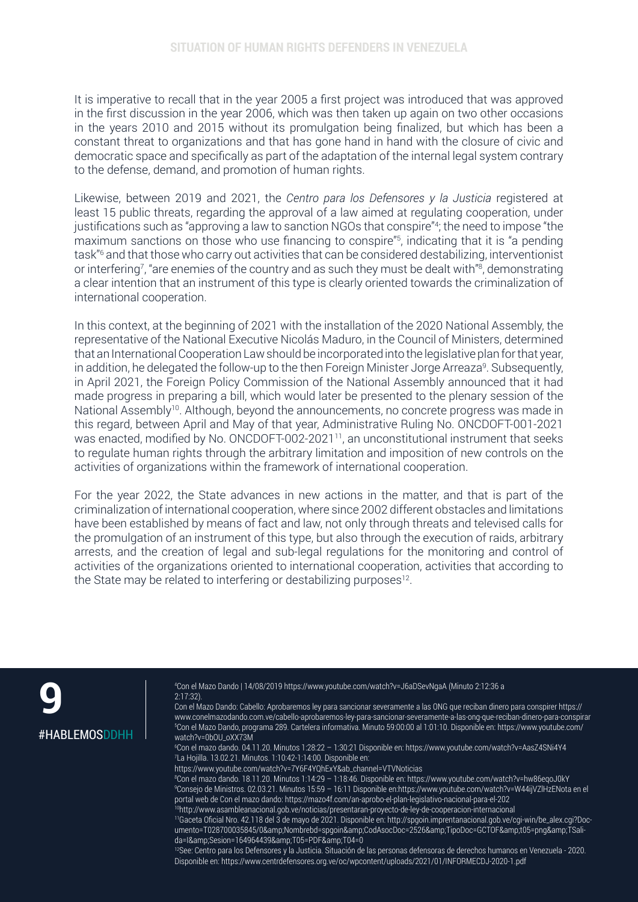It is imperative to recall that in the year 2005 a first project was introduced that was approved in the first discussion in the year 2006, which was then taken up again on two other occasions in the years 2010 and 2015 without its promulgation being finalized, but which has been a constant threat to organizations and that has gone hand in hand with the closure of civic and democratic space and specifically as part of the adaptation of the internal legal system contrary to the defense, demand, and promotion of human rights.

Likewise, between 2019 and 2021, the *Centro para los Defensores y la Justicia* registered at least 15 public threats, regarding the approval of a law aimed at regulating cooperation, under justifications such as "approving a law to sanction NGOs that conspire"[4]; the need to impose "the maximum sanctions on those who use financing to conspire"[5], indicating that it is "a pending task"[6] and that those who carry out activities that can be considered destabilizing, interventionist or interfering[7], "are enemies of the country and as such they must be dealt with"[8], demonstrating a clear intention that an instrument of this type is clearly oriented towards the criminalization of international cooperation.

In this context, at the beginning of 2021 with the installation of the 2020 National Assembly, the representative of the National Executive Nicolás Maduro, in the Council of Ministers, determined that an International Cooperation Law should be incorporated into the legislative plan for that year, in addition, he delegated the follow-up to the then Foreign Minister Jorge Arreaza[9]. Subsequently, in April 2021, the Foreign Policy Commission of the National Assembly announced that it had made progress in preparing a bill, which would later be presented to the plenary session of the National Assembly[10]. Although, beyond the announcements, no concrete progress was made in this regard, between April and May of that year, Administrative Ruling No. ONCDOFT-001-2021 was enacted, modified by No. ONCDOFT-002-2021[11], an unconstitutional instrument that seeks to regulate human rights through the arbitrary limitation and imposition of new controls on the activities of organizations within the framework of international cooperation.

For the year 2022, the State advances in new actions in the matter, and that is part of the criminalization of international cooperation, where since 2002 different obstacles and limitations have been established by means of fact and law, not only through threats and televised calls for the promulgation of an instrument of this type, but also through the execution of raids, arbitrary arrests, and the creation of legal and sub-legal regulations for the monitoring and control of activities of the organizations oriented to international cooperation, activities that according to the State may be related to interfering or destabilizing purposes[12].

[4] Con el Mazo Dando | 14/08/2019 https://www.youtube.com/watch?v=J6aDSevNgaA (Minuto 2:12:36 a 2:17:32).
Con el Mazo Dando: Cabello: Aprobaremos ley para sancionar severamente a las ONG que reciban dinero para conspirer https://www.conelmazodando.com.ve/cabello-aprobaremos-ley-para-sancionar-severamente-a-las-ong-que-reciban-dinero-para-conspirar

[5] Con el Mazo Dando, programa 289. Cartelera informativa. Minuto 59:00:00 al 1:01:10. Disponible en: https://www.youtube.com/watch?v=0bOU_oXX73M

[6] Con el mazo dando. 04.11.20. Minutos 1:28:22 – 1:30:21 Disponible en: https://www.youtube.com/watch?v=AasZ4SNi4Y4

[7] La Hojilla. 13.02.21. Minutos. 1:10:42-1:14:00. Disponible en: https://www.youtube.com/watch?v=7Y6F4YQhExY&ab_channel=VTVNoticias

[8] Con el mazo dando. 18.11.20. Minutos 1:14:29 – 1:18:46. Disponible en: https://www.youtube.com/watch?v=hw86eqoJ0kY

[9] Consejo de Ministros. 02.03.21. Minutos 15:59 – 16:11 Disponible en:https://www.youtube.com/watch?v=W44ijVZlHzENota en el portal web de Con el mazo dando: https://mazo4f.com/an-aprobo-el-plan-legislativo-nacional-para-el-202

[10] http://www.asambleanacional.gob.ve/noticias/presentaran-proyecto-de-ley-de-cooperacion-internacional

[11] Gaceta Oficial Nro. 42.118 del 3 de mayo de 2021. Disponible en: http://spgoin.imprentanacional.gob.ve/cgi-win/be_alex.cgi?Documento=T028700035845/0&amp;Nombrebd=spgoin&amp;CodAsocDoc=2526&amp;TipoDoc=GCTOF&amp;t05=png&amp;TSalida=I&amp;Sesion=164964439&amp;T05=PDF&amp;T04=0

[12] See: Centro para los Defensores y la Justicia. Situación de las personas defensoras de derechos humanos en Venezuela - 2020. Disponible en: https://www.centrdefensores.org.ve/oc/wpcontent/uploads/2021/01/INFORMECDJ-2020-1.pdf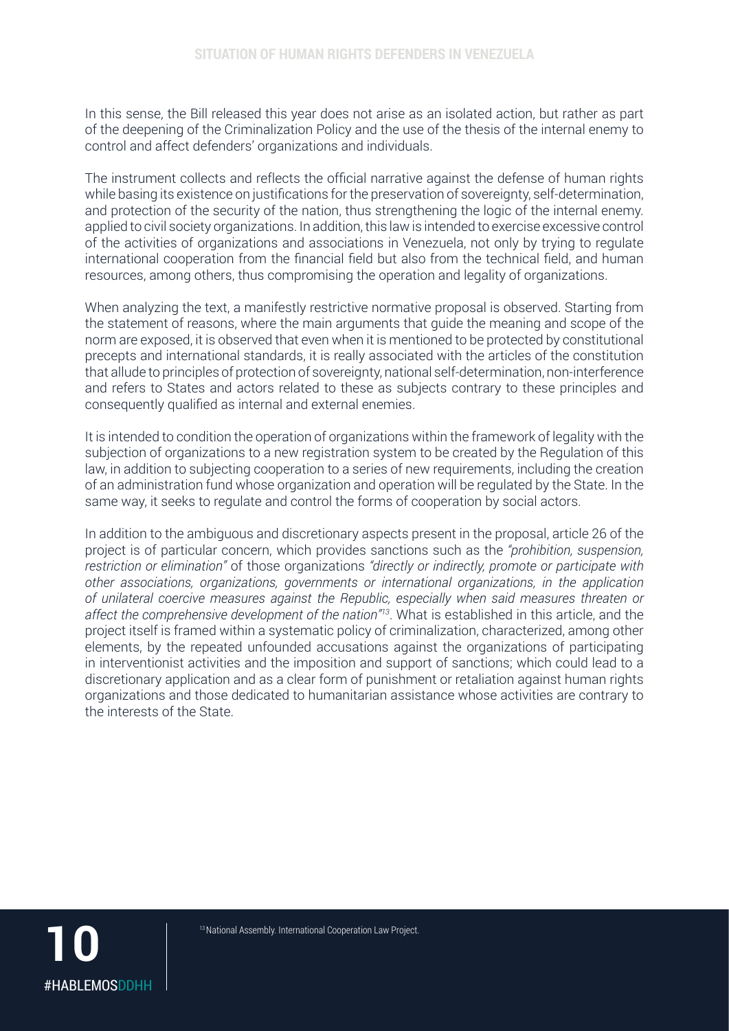In this sense, the Bill released this year does not arise as an isolated action, but rather as part of the deepening of the Criminalization Policy and the use of the thesis of the internal enemy to control and affect defenders' organizations and individuals.

The instrument collects and reflects the official narrative against the defense of human rights while basing its existence on justifications for the preservation of sovereignty, self-determination, and protection of the security of the nation, thus strengthening the logic of the internal enemy. applied to civil society organizations. In addition, this law is intended to exercise excessive control of the activities of organizations and associations in Venezuela, not only by trying to regulate international cooperation from the financial field but also from the technical field, and human resources, among others, thus compromising the operation and legality of organizations.

When analyzing the text, a manifestly restrictive normative proposal is observed. Starting from the statement of reasons, where the main arguments that guide the meaning and scope of the norm are exposed, it is observed that even when it is mentioned to be protected by constitutional precepts and international standards, it is really associated with the articles of the constitution that allude to principles of protection of sovereignty, national self-determination, non-interference and refers to States and actors related to these as subjects contrary to these principles and consequently qualified as internal and external enemies.

It is intended to condition the operation of organizations within the framework of legality with the subjection of organizations to a new registration system to be created by the Regulation of this law, in addition to subjecting cooperation to a series of new requirements, including the creation of an administration fund whose organization and operation will be regulated by the State. In the same way, it seeks to regulate and control the forms of cooperation by social actors.

In addition to the ambiguous and discretionary aspects present in the proposal, article 26 of the project is of particular concern, which provides sanctions such as the *"prohibition, suspension, restriction or elimination"* of those organizations *"directly or indirectly, promote or participate with other associations, organizations, governments or international organizations, in the application of unilateral coercive measures against the Republic, especially when said measures threaten or affect the comprehensive development of the nation"*[13]. What is established in this article, and the project itself is framed within a systematic policy of criminalization, characterized, among other elements, by the repeated unfounded accusations against the organizations of participating in interventionist activities and the imposition and support of sanctions; which could lead to a discretionary application and as a clear form of punishment or retaliation against human rights organizations and those dedicated to humanitarian assistance whose activities are contrary to the interests of the State.

[13] National Assembly. International Cooperation Law Project.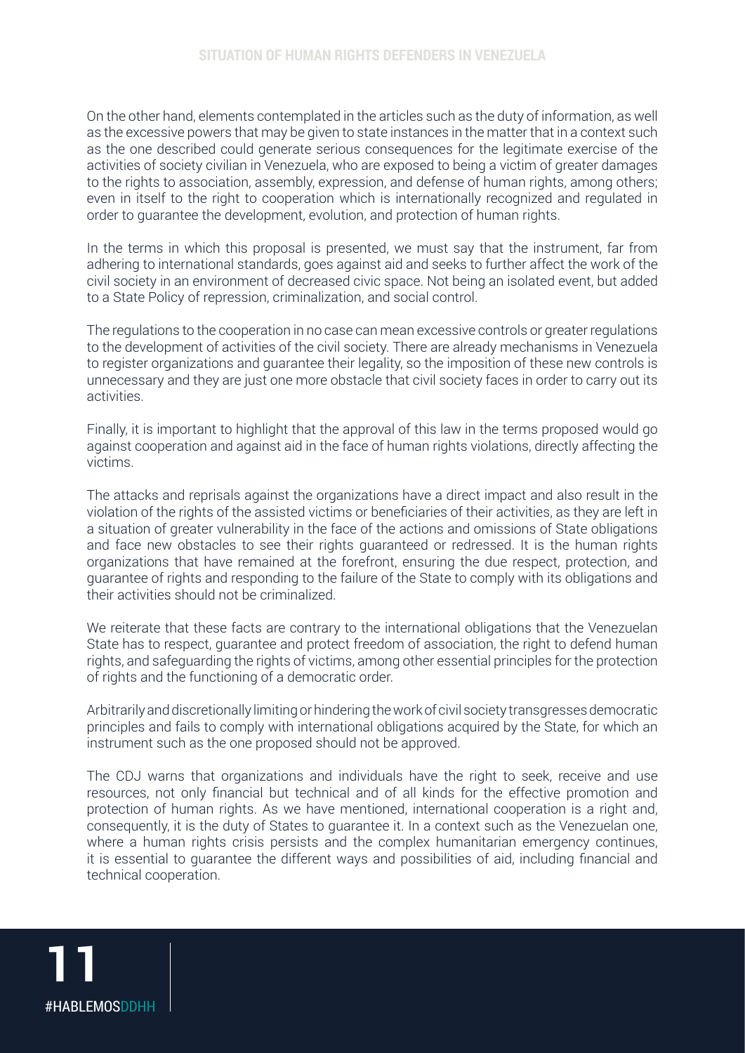On the other hand, elements contemplated in the articles such as the duty of information, as well as the excessive powers that may be given to state instances in the matter that in a context such as the one described could generate serious consequences for the legitimate exercise of the activities of society civilian in Venezuela, who are exposed to being a victim of greater damages to the rights to association, assembly, expression, and defense of human rights, among others; even in itself to the right to cooperation which is internationally recognized and regulated in order to guarantee the development, evolution, and protection of human rights.

In the terms in which this proposal is presented, we must say that the instrument, far from adhering to international standards, goes against aid and seeks to further affect the work of the civil society in an environment of decreased civic space. Not being an isolated event, but added to a State Policy of repression, criminalization, and social control.

The regulations to the cooperation in no case can mean excessive controls or greater regulations to the development of activities of the civil society. There are already mechanisms in Venezuela to register organizations and guarantee their legality, so the imposition of these new controls is unnecessary and they are just one more obstacle that civil society faces in order to carry out its activities.

Finally, it is important to highlight that the approval of this law in the terms proposed would go against cooperation and against aid in the face of human rights violations, directly affecting the victims.

The attacks and reprisals against the organizations have a direct impact and also result in the violation of the rights of the assisted victims or beneficiaries of their activities, as they are left in a situation of greater vulnerability in the face of the actions and omissions of State obligations and face new obstacles to see their rights guaranteed or redressed. It is the human rights organizations that have remained at the forefront, ensuring the due respect, protection, and guarantee of rights and responding to the failure of the State to comply with its obligations and their activities should not be criminalized.

We reiterate that these facts are contrary to the international obligations that the Venezuelan State has to respect, guarantee and protect freedom of association, the right to defend human rights, and safeguarding the rights of victims, among other essential principles for the protection of rights and the functioning of a democratic order.

Arbitrarily and discretionally limiting or hindering the work of civil society transgresses democratic principles and fails to comply with international obligations acquired by the State, for which an instrument such as the one proposed should not be approved.

The CDJ warns that organizations and individuals have the right to seek, receive and use resources, not only financial but technical and of all kinds for the effective promotion and protection of human rights. As we have mentioned, international cooperation is a right and, consequently, it is the duty of States to guarantee it. In a context such as the Venezuelan one, where a human rights crisis persists and the complex humanitarian emergency continues, it is essential to guarantee the different ways and possibilities of aid, including financial and technical cooperation.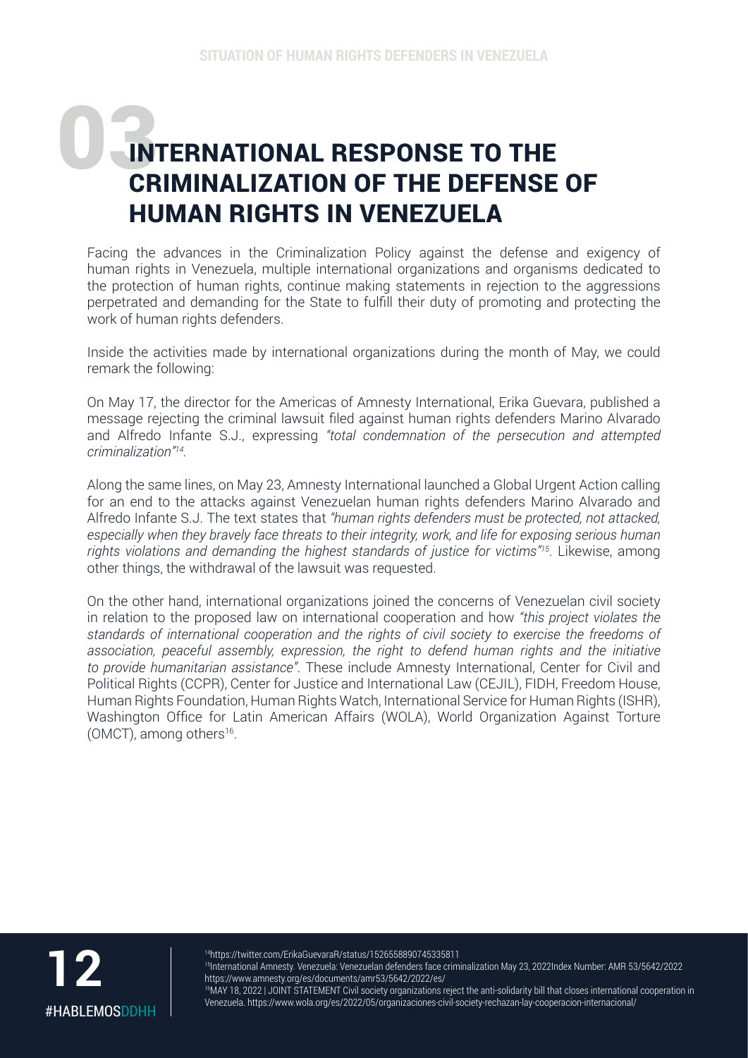# 03 INTERNATIONAL RESPONSE TO THE CRIMINALIZATION OF THE DEFENSE OF HUMAN RIGHTS IN VENEZUELA

Facing the advances in the Criminalization Policy against the defense and exigency of human rights in Venezuela, multiple international organizations and organisms dedicated to the protection of human rights, continue making statements in rejection to the aggressions perpetrated and demanding for the State to fulfill their duty of promoting and protecting the work of human rights defenders.

Inside the activities made by international organizations during the month of May, we could remark the following:

On May 17, the director for the Americas of Amnesty International, Erika Guevara, published a message rejecting the criminal lawsuit filed against human rights defenders Marino Alvarado and Alfredo Infante S.J., expressing *"total condemnation of the persecution and attempted criminalization"*[14].

Along the same lines, on May 23, Amnesty International launched a Global Urgent Action calling for an end to the attacks against Venezuelan human rights defenders Marino Alvarado and Alfredo Infante S.J. The text states that *"human rights defenders must be protected, not attacked, especially when they bravely face threats to their integrity, work, and life for exposing serious human rights violations and demanding the highest standards of justice for victims"*[15]. Likewise, among other things, the withdrawal of the lawsuit was requested.

On the other hand, international organizations joined the concerns of Venezuelan civil society in relation to the proposed law on international cooperation and how *"this project violates the standards of international cooperation and the rights of civil society to exercise the freedoms of association, peaceful assembly, expression, the right to defend human rights and the initiative to provide humanitarian assistance"*. These include Amnesty International, Center for Civil and Political Rights (CCPR), Center for Justice and International Law (CEJIL), FIDH, Freedom House, Human Rights Foundation, Human Rights Watch, International Service for Human Rights (ISHR), Washington Office for Latin American Affairs (WOLA), World Organization Against Torture (OMCT), among others[16].

[14] https://twitter.com/ErikaGuevaraR/status/1526558890745335811

[15] International Amnesty. Venezuela: Venezuelan defenders face criminalization May 23, 2022Index Number: AMR 53/5642/2022 https://www.amnesty.org/es/documents/amr53/5642/2022/es/

[16] MAY 18, 2022 | JOINT STATEMENT Civil society organizations reject the anti-solidarity bill that closes international cooperation in Venezuela. https://www.wola.org/es/2022/05/organizaciones-civil-society-rechazan-lay-cooperacion-internacional/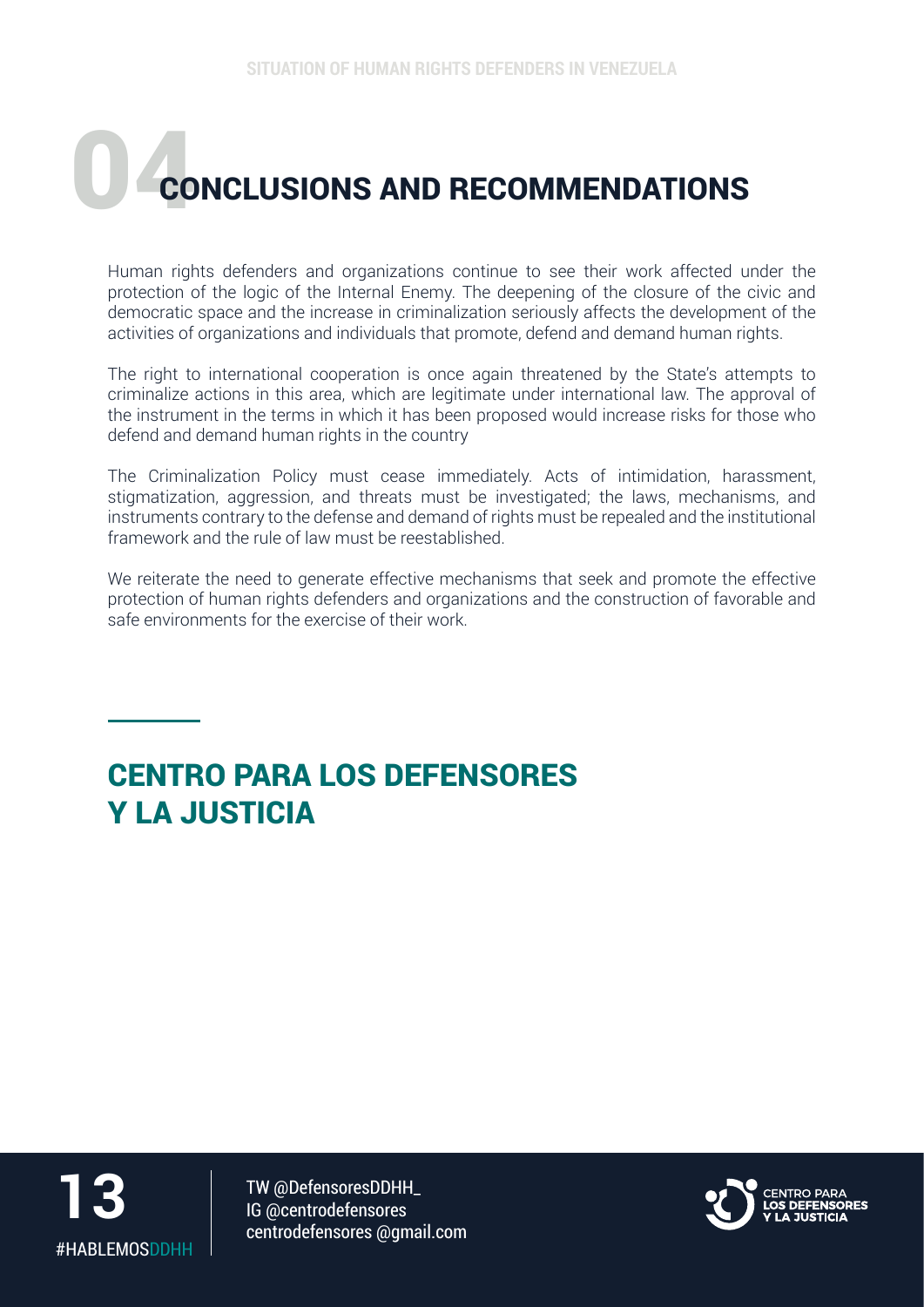# 04 CONCLUSIONS AND RECOMMENDATIONS

Human rights defenders and organizations continue to see their work affected under the protection of the logic of the Internal Enemy. The deepening of the closure of the civic and democratic space and the increase in criminalization seriously affects the development of the activities of organizations and individuals that promote, defend and demand human rights.

The right to international cooperation is once again threatened by the State's attempts to criminalize actions in this area, which are legitimate under international law. The approval of the instrument in the terms in which it has been proposed would increase risks for those who defend and demand human rights in the country

The Criminalization Policy must cease immediately. Acts of intimidation, harassment, stigmatization, aggression, and threats must be investigated; the laws, mechanisms, and instruments contrary to the defense and demand of rights must be repealed and the institutional framework and the rule of law must be reestablished.

We reiterate the need to generate effective mechanisms that seek and promote the effective protection of human rights defenders and organizations and the construction of favorable and safe environments for the exercise of their work.

## CENTRO PARA LOS DEFENSORES Y LA JUSTICIA